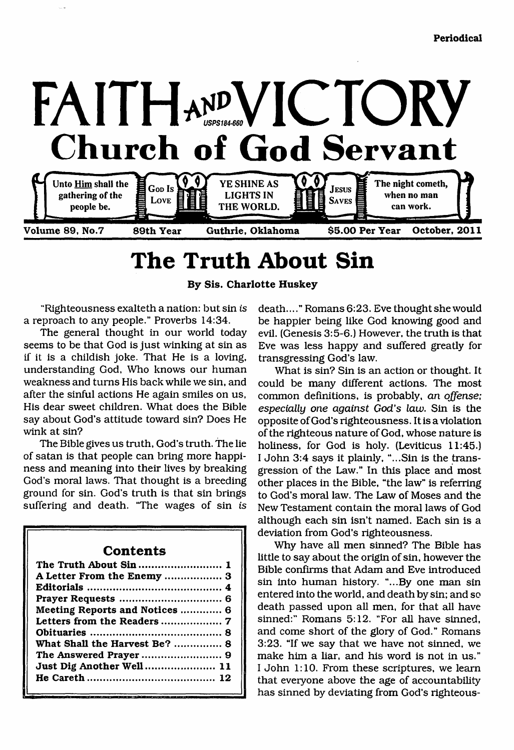Periodical

# FAITH AND VICTORY

USPS184-660

## Church of God Servant

Unto Him shall the gathering of the people be. | GOD IS LOVE | YE SHINE AS LIGHTS IN THE WORLD. | JESUS SAVES | The night cometh, when no man can work.

Volume 89, No.7 — 89th Year — Guthrie, Oklahoma — $5.00 Per Year — October, 2011

# The Truth About Sin

**By Sis. Charlotte Huskey**

"Righteousness exalteth a nation: but sin *is* a reproach to any people." Proverbs 14:34.

The general thought in our world today seems to be that God is just winking at sin as if it is a childish joke. That He is a loving, understanding God, Who knows our human weakness and turns His back while we sin, and after the sinful actions He again smiles on us, His dear sweet children. What does the Bible say about God's attitude toward sin? Does He wink at sin?

The Bible gives us truth, God's truth. The lie of satan is that people can bring more happiness and meaning into their lives by breaking God's moral laws. That thought is a breeding ground for sin. God's truth is that sin brings suffering and death. "The wages of sin *is* death...." Romans 6:23. Eve thought she would be happier being like God knowing good and evil. (Genesis 3:5-6.) However, the truth is that Eve was less happy and suffered greatly for transgressing God's law.

What is sin? Sin is an action or thought. It could be many different actions. The most common definitions, is probably, *an offense; especially one against God's law.* Sin is the opposite of God's righteousness. It is a violation of the righteous nature of God, whose nature is holiness, for God is holy. (Leviticus 11:45.) I John 3:4 says it plainly, "...Sin is the transgression of the Law." In this place and most other places in the Bible, "the law" is referring to God's moral law. The Law of Moses and the New Testament contain the moral laws of God although each sin isn't named. Each sin is a deviation from God's righteousness.

Why have all men sinned? The Bible has little to say about the origin of sin, however the Bible confirms that Adam and Eve introduced sin into human history. "...By one man sin entered into the world, and death by sin; and so death passed upon all men, for that all have sinned:" Romans 5:12. "For all have sinned, and come short of the glory of God." Romans 3:23. "If we say that we have not sinned, we make him a liar, and his word is not in us." I John 1:10. From these scriptures, we learn that everyone above the age of accountability has sinned by deviating from God's righteous-

## Contents

| | |
|---|---|
| The Truth About Sin | 1 |
| A Letter From the Enemy | 3 |
| Editorials | 4 |
| Prayer Requests | 6 |
| Meeting Reports and Notices | 6 |
| Letters from the Readers | 7 |
| Obituaries | 8 |
| What Shall the Harvest Be? | 8 |
| The Answered Prayer | 9 |
| Just Dig Another Well | 11 |
| He Careth | 12 |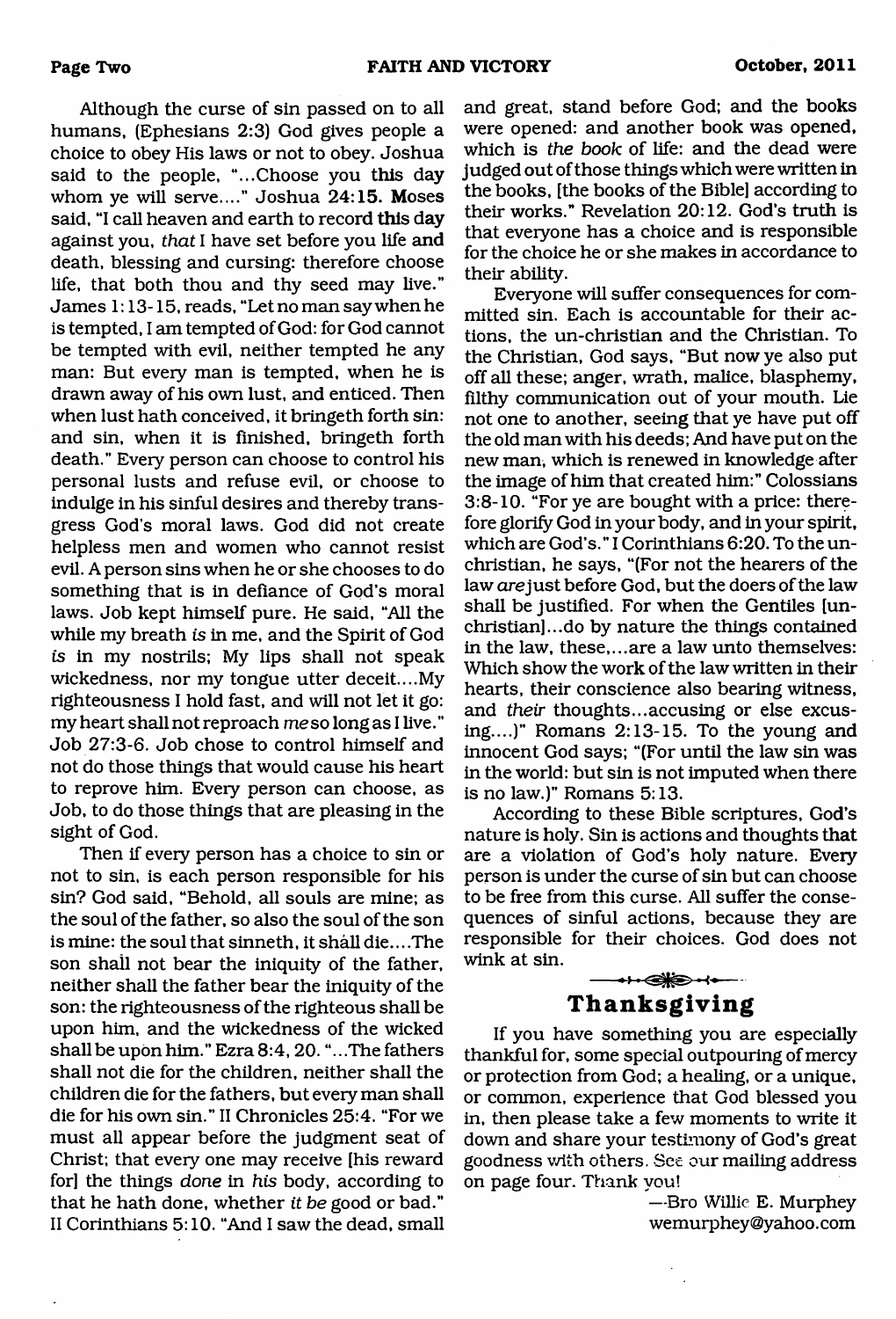Although the curse of sin passed on to all humans, (Ephesians 2:3) God gives people a choice to obey His laws or not to obey. Joshua said to the people, "...Choose you this day whom ye will serve...." Joshua 24:15. Moses said, "I call heaven and earth to record this day against you, *that* I have set before you life and death, blessing and cursing: therefore choose life, that both thou and thy seed may live." James 1:13-15, reads, "Let no man say when he is tempted, I am tempted of God: for God cannot be tempted with evil, neither tempted he any man: But every man is tempted, when he is drawn away of his own lust, and enticed. Then when lust hath conceived, it bringeth forth sin: and sin, when it is finished, bringeth forth death." Every person can choose to control his personal lusts and refuse evil, or choose to indulge in his sinful desires and thereby transgress God's moral laws. God did not create helpless men and women who cannot resist evil. A person sins when he or she chooses to do something that is in defiance of God's moral laws. Job kept himself pure. He said, "All the while my breath *is* in me, and the Spirit of God *is* in my nostrils; My lips shall not speak wickedness, nor my tongue utter deceit....My righteousness I hold fast, and will not let it go: my heart shall not reproach *me* so long as I live." Job 27:3-6. Job chose to control himself and not do those things that would cause his heart to reprove him. Every person can choose, as Job, to do those things that are pleasing in the sight of God.

Then if every person has a choice to sin or not to sin, is each person responsible for his sin? God said, "Behold, all souls are mine; as the soul of the father, so also the soul of the son is mine: the soul that sinneth, it shall die....The son shall not bear the iniquity of the father, neither shall the father bear the iniquity of the son: the righteousness of the righteous shall be upon him, and the wickedness of the wicked shall be upon him." Ezra 8:4, 20. "...The fathers shall not die for the children, neither shall the children die for the fathers, but every man shall die for his own sin." II Chronicles 25:4. "For we must all appear before the judgment seat of Christ; that every one may receive [his reward for] the things *done* in *his* body, according to that he hath done, whether *it be* good or bad." II Corinthians 5:10. "And I saw the dead, small and great, stand before God; and the books were opened: and another book was opened, which is *the book* of life: and the dead were judged out of those things which were written in the books, [the books of the Bible] according to their works." Revelation 20:12. God's truth is that everyone has a choice and is responsible for the choice he or she makes in accordance to their ability.

Everyone will suffer consequences for committed sin. Each is accountable for their actions, the un-christian and the Christian. To the Christian, God says, "But now ye also put off all these; anger, wrath, malice, blasphemy, filthy communication out of your mouth. Lie not one to another, seeing that ye have put off the old man with his deeds; And have put on the new man, which is renewed in knowledge after the image of him that created him:" Colossians 3:8-10. "For ye are bought with a price: therefore glorify God in your body, and in your spirit, which are God's." I Corinthians 6:20. To the un-christian, he says, "(For not the hearers of the law *are* just before God, but the doers of the law shall be justified. For when the Gentiles [un-christian]...do by nature the things contained in the law, these,...are a law unto themselves: Which show the work of the law written in their hearts, their conscience also bearing witness, and *their* thoughts...accusing or else excusing....)" Romans 2:13-15. To the young and innocent God says; "(For until the law sin was in the world: but sin is not imputed when there is no law.)" Romans 5:13.

According to these Bible scriptures, God's nature is holy. Sin is actions and thoughts that are a violation of God's holy nature. Every person is under the curse of sin but can choose to be free from this curse. All suffer the consequences of sinful actions, because they are responsible for their choices. God does not wink at sin.

## Thanksgiving

If you have something you are especially thankful for, some special outpouring of mercy or protection from God; a healing, or a unique, or common, experience that God blessed you in, then please take a few moments to write it down and share your testimony of God's great goodness with others. See our mailing address on page four. Thank you!

—Bro Willie E. Murphey
wemurphey@yahoo.com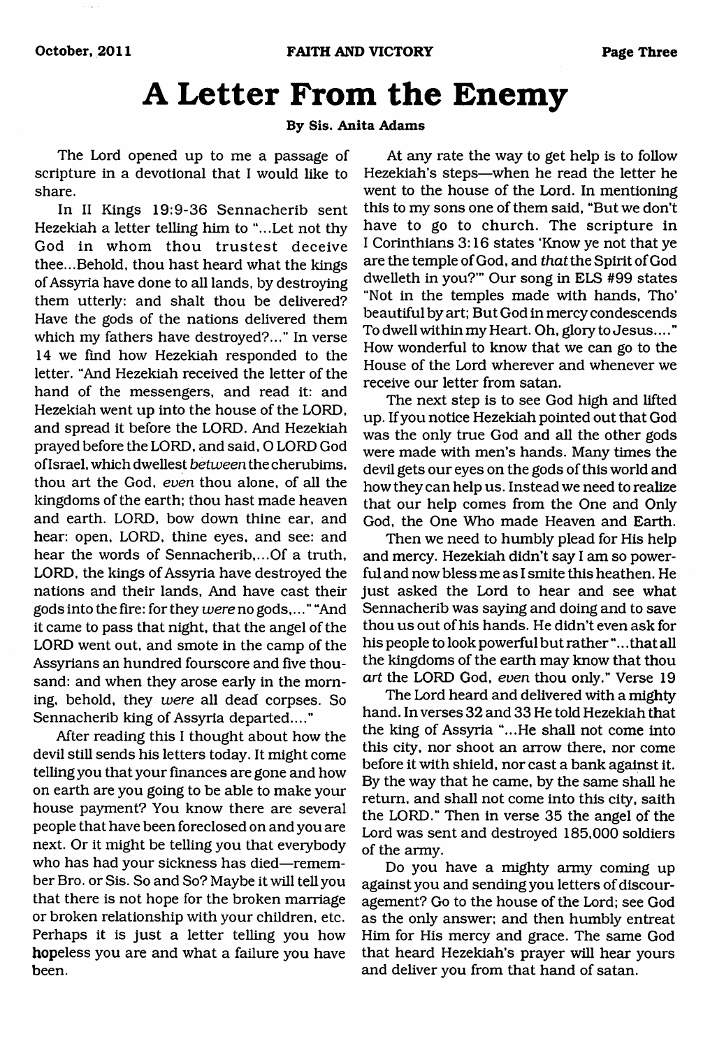# A Letter From the Enemy

**By Sis. Anita Adams**

The Lord opened up to me a passage of scripture in a devotional that I would like to share.

In II Kings 19:9-36 Sennacherib sent Hezekiah a letter telling him to "...Let not thy God in whom thou trustest deceive thee...Behold, thou hast heard what the kings of Assyria have done to all lands, by destroying them utterly: and shalt thou be delivered? Have the gods of the nations delivered them which my fathers have destroyed?..." In verse 14 we find how Hezekiah responded to the letter. "And Hezekiah received the letter of the hand of the messengers, and read it: and Hezekiah went up into the house of the LORD, and spread it before the LORD. And Hezekiah prayed before the LORD, and said, O LORD God of Israel, which dwellest *between* the cherubims, thou art the God, *even* thou alone, of all the kingdoms of the earth; thou hast made heaven and earth. LORD, bow down thine ear, and hear: open, LORD, thine eyes, and see: and hear the words of Sennacherib,...Of a truth, LORD, the kings of Assyria have destroyed the nations and their lands, And have cast their gods into the fire: for they *were* no gods,..." "And it came to pass that night, that the angel of the LORD went out, and smote in the camp of the Assyrians an hundred fourscore and five thousand: and when they arose early in the morning, behold, they *were* all dead corpses. So Sennacherib king of Assyria departed...."

After reading this I thought about how the devil still sends his letters today. It might come telling you that your finances are gone and how on earth are you going to be able to make your house payment? You know there are several people that have been foreclosed on and you are next. Or it might be telling you that everybody who has had your sickness has died—remember Bro. or Sis. So and So? Maybe it will tell you that there is not hope for the broken marriage or broken relationship with your children, etc. Perhaps it is just a letter telling you how hopeless you are and what a failure you have been.

At any rate the way to get help is to follow Hezekiah's steps—when he read the letter he went to the house of the Lord. In mentioning this to my sons one of them said, "But we don't have to go to church. The scripture in I Corinthians 3:16 states 'Know ye not that ye are the temple of God, and *that* the Spirit of God dwelleth in you?'" Our song in ELS #99 states "Not in the temples made with hands, Tho' beautiful by art; But God in mercy condescends To dwell within my Heart. Oh, glory to Jesus...." How wonderful to know that we can go to the House of the Lord wherever and whenever we receive our letter from satan.

The next step is to see God high and lifted up. If you notice Hezekiah pointed out that God was the only true God and all the other gods were made with men's hands. Many times the devil gets our eyes on the gods of this world and how they can help us. Instead we need to realize that our help comes from the One and Only God, the One Who made Heaven and Earth.

Then we need to humbly plead for His help and mercy. Hezekiah didn't say I am so powerful and now bless me as I smite this heathen. He just asked the Lord to hear and see what Sennacherib was saying and doing and to save thou us out of his hands. He didn't even ask for his people to look powerful but rather "...that all the kingdoms of the earth may know that thou *art* the LORD God, *even* thou only." Verse 19

The Lord heard and delivered with a mighty hand. In verses 32 and 33 He told Hezekiah that the king of Assyria "...He shall not come into this city, nor shoot an arrow there, nor come before it with shield, nor cast a bank against it. By the way that he came, by the same shall he return, and shall not come into this city, saith the LORD." Then in verse 35 the angel of the Lord was sent and destroyed 185,000 soldiers of the army.

Do you have a mighty army coming up against you and sending you letters of discouragement? Go to the house of the Lord; see God as the only answer; and then humbly entreat Him for His mercy and grace. The same God that heard Hezekiah's prayer will hear yours and deliver you from that hand of satan.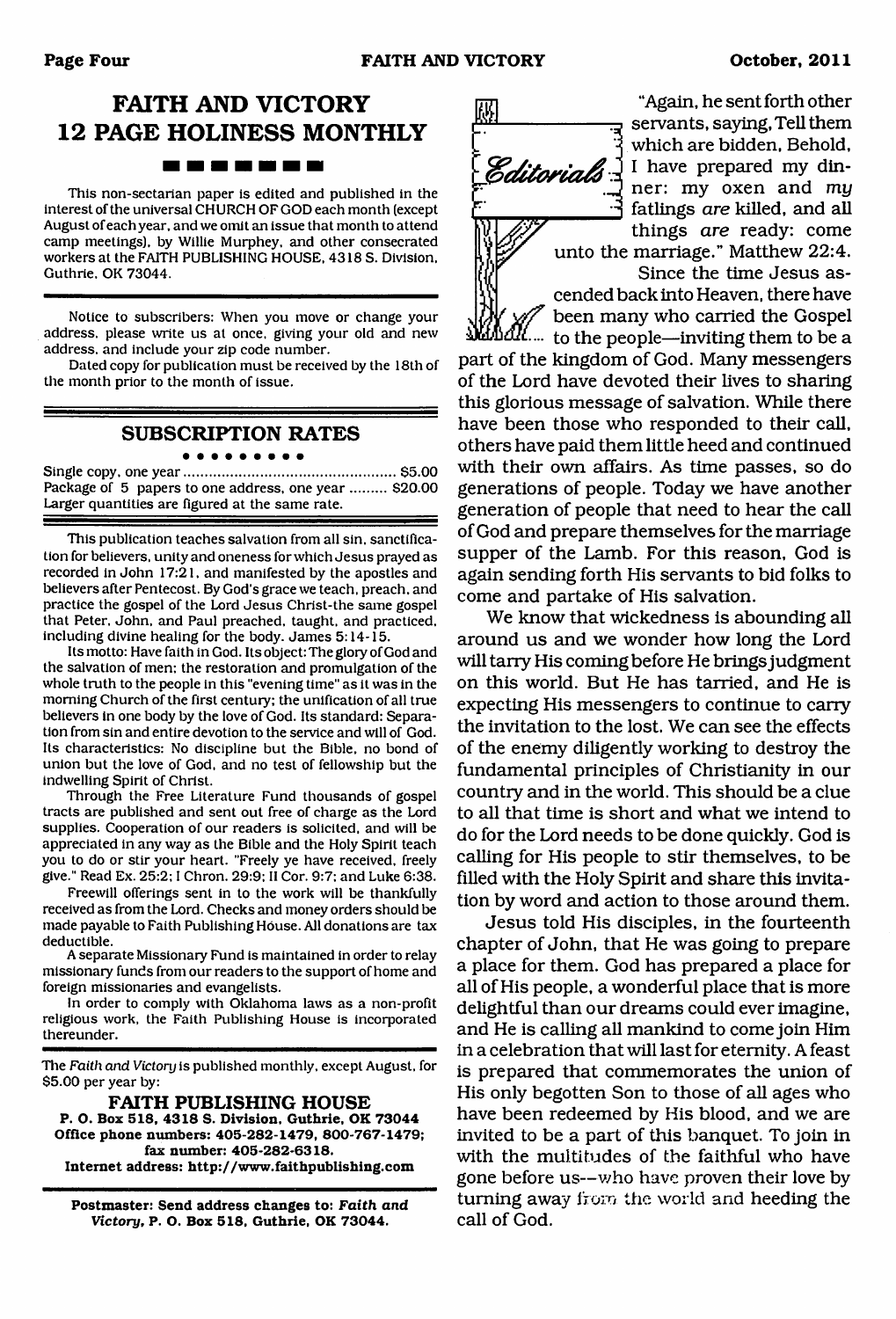# FAITH AND VICTORY
# 12 PAGE HOLINESS MONTHLY

This non-sectarian paper is edited and published in the interest of the universal CHURCH OF GOD each month (except August of each year, and we omit an issue that month to attend camp meetings), by Willie Murphey, and other consecrated workers at the FAITH PUBLISHING HOUSE, 4318 S. Division, Guthrie, OK 73044.

Notice to subscribers: When you move or change your address, please write us at once, giving your old and new address, and include your zip code number.

Dated copy for publication must be received by the 18th of the month prior to the month of issue.

## SUBSCRIPTION RATES

Single copy, one year .................................................. $5.00
Package of 5 papers to one address, one year ......... $20.00
Larger quantities are figured at the same rate.

This publication teaches salvation from all sin, sanctification for believers, unity and oneness for which Jesus prayed as recorded in John 17:21, and manifested by the apostles and believers after Pentecost. By God's grace we teach, preach, and practice the gospel of the Lord Jesus Christ-the same gospel that Peter, John, and Paul preached, taught, and practiced, including divine healing for the body. James 5:14-15.

Its motto: Have faith in God. Its object: The glory of God and the salvation of men; the restoration and promulgation of the whole truth to the people in this "evening time" as it was in the morning Church of the first century; the unification of all true believers in one body by the love of God. Its standard: Separation from sin and entire devotion to the service and will of God. Its characteristics: No discipline but the Bible, no bond of union but the love of God, and no test of fellowship but the indwelling Spirit of Christ.

Through the Free Literature Fund thousands of gospel tracts are published and sent out free of charge as the Lord supplies. Cooperation of our readers is solicited, and will be appreciated in any way as the Bible and the Holy Spirit teach you to do or stir your heart. "Freely ye have received, freely give." Read Ex. 25:2; I Chron. 29:9; II Cor. 9:7; and Luke 6:38.

Freewill offerings sent in to the work will be thankfully received as from the Lord. Checks and money orders should be made payable to Faith Publishing House. All donations are tax deductible.

A separate Missionary Fund is maintained in order to relay missionary funds from our readers to the support of home and foreign missionaries and evangelists.

In order to comply with Oklahoma laws as a non-profit religious work, the Faith Publishing House is incorporated thereunder.

The *Faith and Victory* is published monthly, except August, for $5.00 per year by:

**FAITH PUBLISHING HOUSE**
**P. O. Box 518, 4318 S. Division, Guthrie, OK 73044**
**Office phone numbers: 405-282-1479, 800-767-1479; fax number: 405-282-6318.**
**Internet address: http://www.faithpublishing.com**

**Postmaster: Send address changes to: *Faith and Victory*, P. O. Box 518, Guthrie, OK 73044.**

## Editorials

"Again, he sent forth other servants, saying, Tell them which are bidden, Behold, I have prepared my dinner: my oxen and *my* fatlings *are* killed, and all things *are* ready: come unto the marriage." Matthew 22:4.

Since the time Jesus ascended back into Heaven, there have been many who carried the Gospel to the people—inviting them to be a part of the kingdom of God. Many messengers of the Lord have devoted their lives to sharing this glorious message of salvation. While there have been those who responded to their call, others have paid them little heed and continued with their own affairs. As time passes, so do generations of people. Today we have another generation of people that need to hear the call of God and prepare themselves for the marriage supper of the Lamb. For this reason, God is again sending forth His servants to bid folks to come and partake of His salvation.

We know that wickedness is abounding all around us and we wonder how long the Lord will tarry His coming before He brings judgment on this world. But He has tarried, and He is expecting His messengers to continue to carry the invitation to the lost. We can see the effects of the enemy diligently working to destroy the fundamental principles of Christianity in our country and in the world. This should be a clue to all that time is short and what we intend to do for the Lord needs to be done quickly. God is calling for His people to stir themselves, to be filled with the Holy Spirit and share this invitation by word and action to those around them.

Jesus told His disciples, in the fourteenth chapter of John, that He was going to prepare a place for them. God has prepared a place for all of His people, a wonderful place that is more delightful than our dreams could ever imagine, and He is calling all mankind to come join Him in a celebration that will last for eternity. A feast is prepared that commemorates the union of His only begotten Son to those of all ages who have been redeemed by His blood, and we are invited to be a part of this banquet. To join in with the multitudes of the faithful who have gone before us—who have proven their love by turning away from the world and heeding the call of God.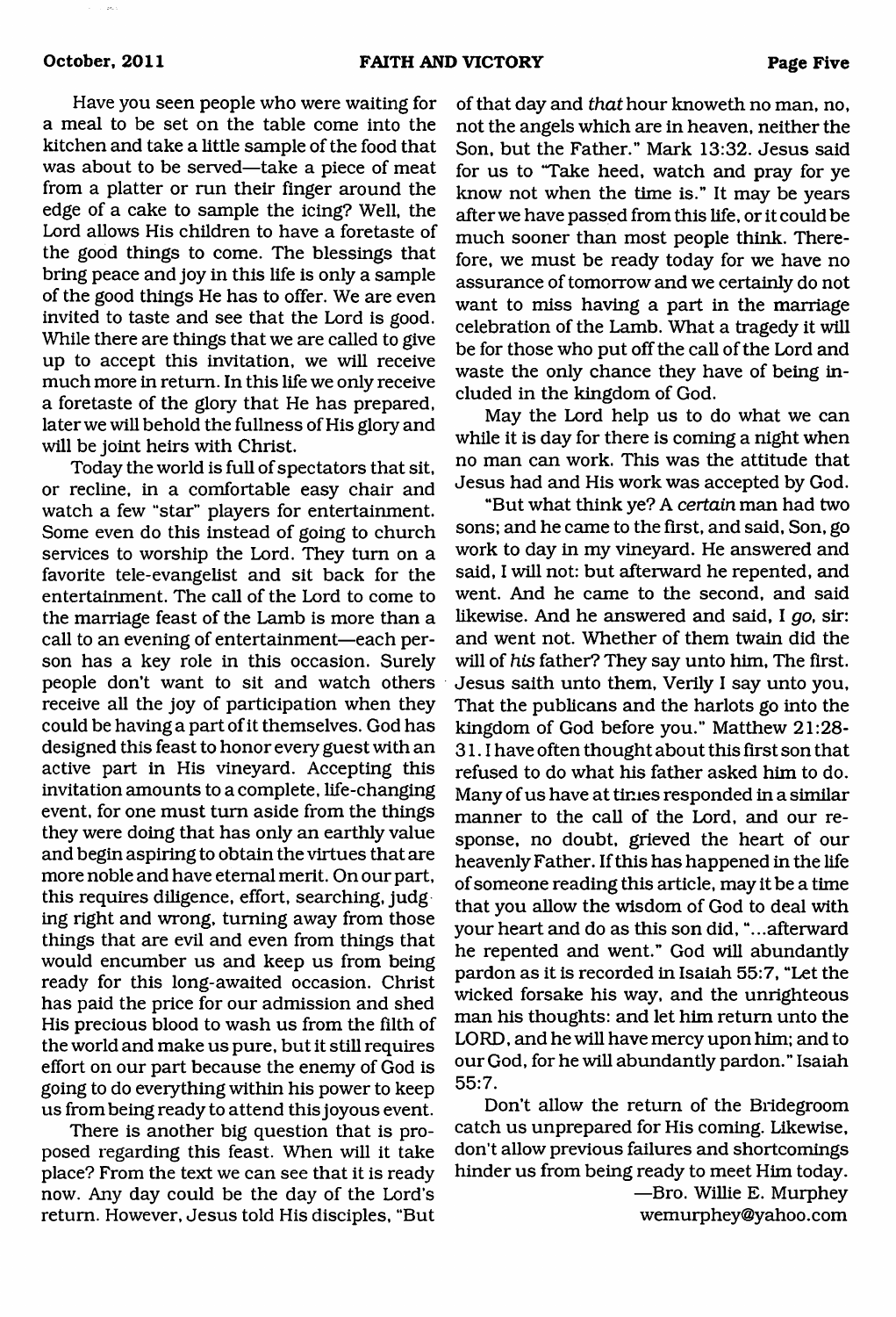Have you seen people who were waiting for a meal to be set on the table come into the kitchen and take a little sample of the food that was about to be served—take a piece of meat from a platter or run their finger around the edge of a cake to sample the icing? Well, the Lord allows His children to have a foretaste of the good things to come. The blessings that bring peace and joy in this life is only a sample of the good things He has to offer. We are even invited to taste and see that the Lord is good. While there are things that we are called to give up to accept this invitation, we will receive much more in return. In this life we only receive a foretaste of the glory that He has prepared, later we will behold the fullness of His glory and will be joint heirs with Christ.

Today the world is full of spectators that sit, or recline, in a comfortable easy chair and watch a few "star" players for entertainment. Some even do this instead of going to church services to worship the Lord. They turn on a favorite tele-evangelist and sit back for the entertainment. The call of the Lord to come to the marriage feast of the Lamb is more than a call to an evening of entertainment—each person has a key role in this occasion. Surely people don't want to sit and watch others receive all the joy of participation when they could be having a part of it themselves. God has designed this feast to honor every guest with an active part in His vineyard. Accepting this invitation amounts to a complete, life-changing event, for one must turn aside from the things they were doing that has only an earthly value and begin aspiring to obtain the virtues that are more noble and have eternal merit. On our part, this requires diligence, effort, searching, judging right and wrong, turning away from those things that are evil and even from things that would encumber us and keep us from being ready for this long-awaited occasion. Christ has paid the price for our admission and shed His precious blood to wash us from the filth of the world and make us pure, but it still requires effort on our part because the enemy of God is going to do everything within his power to keep us from being ready to attend this joyous event.

There is another big question that is proposed regarding this feast. When will it take place? From the text we can see that it is ready now. Any day could be the day of the Lord's return. However, Jesus told His disciples, "But of that day and *that* hour knoweth no man, no, not the angels which are in heaven, neither the Son, but the Father." Mark 13:32. Jesus said for us to "Take heed, watch and pray for ye know not when the time is." It may be years after we have passed from this life, or it could be much sooner than most people think. Therefore, we must be ready today for we have no assurance of tomorrow and we certainly do not want to miss having a part in the marriage celebration of the Lamb. What a tragedy it will be for those who put off the call of the Lord and waste the only chance they have of being included in the kingdom of God.

May the Lord help us to do what we can while it is day for there is coming a night when no man can work. This was the attitude that Jesus had and His work was accepted by God.

"But what think ye? A *certain* man had two sons; and he came to the first, and said, Son, go work to day in my vineyard. He answered and said, I will not: but afterward he repented, and went. And he came to the second, and said likewise. And he answered and said, I *go*, sir: and went not. Whether of them twain did the will of *his* father? They say unto him, The first. Jesus saith unto them, Verily I say unto you, That the publicans and the harlots go into the kingdom of God before you." Matthew 21:28-31. I have often thought about this first son that refused to do what his father asked him to do. Many of us have at times responded in a similar manner to the call of the Lord, and our response, no doubt, grieved the heart of our heavenly Father. If this has happened in the life of someone reading this article, may it be a time that you allow the wisdom of God to deal with your heart and do as this son did, "...afterward he repented and went." God will abundantly pardon as it is recorded in Isaiah 55:7, "Let the wicked forsake his way, and the unrighteous man his thoughts: and let him return unto the LORD, and he will have mercy upon him; and to our God, for he will abundantly pardon." Isaiah 55:7.

Don't allow the return of the Bridegroom catch us unprepared for His coming. Likewise, don't allow previous failures and shortcomings hinder us from being ready to meet Him today.

—Bro. Willie E. Murphey
wemurphey@yahoo.com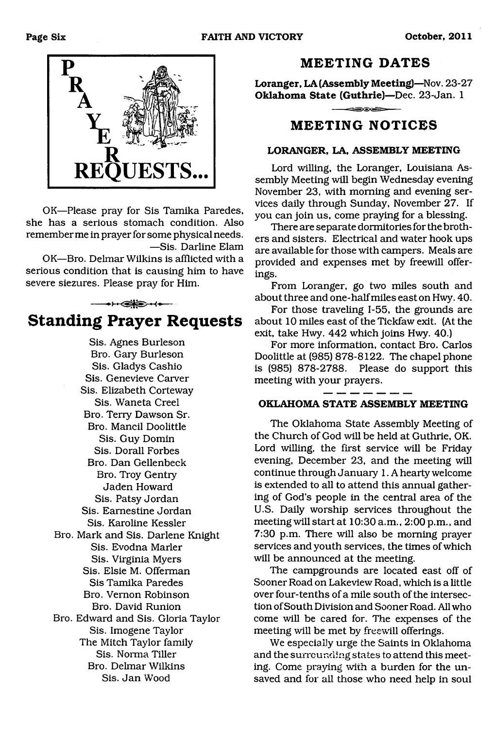# PRAYER REQUESTS...

OK—Please pray for Sis Tamika Paredes, she has a serious stomach condition. Also remember me in prayer for some physical needs.
—Sis. Darline Elam

OK—Bro. Delmar Wilkins is afflicted with a serious condition that is causing him to have severe siezures. Please pray for Him.

## Standing Prayer Requests

Sis. Agnes Burleson
Bro. Gary Burleson
Sis. Gladys Cashio
Sis. Genevieve Carver
Sis. Elizabeth Corteway
Sis. Waneta Creel
Bro. Terry Dawson Sr.
Bro. Mancil Doolittle
Sis. Guy Domin
Sis. Dorall Forbes
Bro. Dan Gellenbeck
Bro. Troy Gentry
Jaden Howard
Sis. Patsy Jordan
Sis. Earnestine Jordan
Sis. Karoline Kessler
Bro. Mark and Sis. Darlene Knight
Sis. Evodna Marler
Sis. Virginia Myers
Sis. Elsie M. Offerman
Sis Tamika Paredes
Bro. Vernon Robinson
Bro. David Runion
Bro. Edward and Sis. Gloria Taylor
Sis. Imogene Taylor
The Mitch Taylor family
Sis. Norma Tiller
Bro. Delmar Wilkins
Sis. Jan Wood

## MEETING DATES

**Loranger, LA (Assembly Meeting)**—Nov. 23-27
**Oklahoma State (Guthrie)**—Dec. 23-Jan. 1

## MEETING NOTICES

### LORANGER, LA, ASSEMBLY MEETING

Lord willing, the Loranger, Louisiana Assembly Meeting will begin Wednesday evening November 23, with morning and evening services daily through Sunday, November 27. If you can join us, come praying for a blessing.

There are separate dormitories for the brothers and sisters. Electrical and water hook ups are available for those with campers. Meals are provided and expenses met by freewill offerings.

From Loranger, go two miles south and about three and one-half miles east on Hwy. 40.

For those traveling I-55, the grounds are about 10 miles east of the Tickfaw exit. (At the exit, take Hwy. 442 which joins Hwy. 40.)

For more information, contact Bro. Carlos Doolittle at (985) 878-8122. The chapel phone is (985) 878-2788. Please do support this meeting with your prayers.

### OKLAHOMA STATE ASSEMBLY MEETING

The Oklahoma State Assembly Meeting of the Church of God will be held at Guthrie, OK. Lord willing, the first service will be Friday evening, December 23, and the meeting will continue through January 1. A hearty welcome is extended to all to attend this annual gathering of God's people in the central area of the U.S. Daily worship services throughout the meeting will start at 10:30 a.m., 2:00 p.m., and 7:30 p.m. There will also be morning prayer services and youth services, the times of which will be announced at the meeting.

The campgrounds are located east off of Sooner Road on Lakeview Road, which is a little over four-tenths of a mile south of the intersection of South Division and Sooner Road. All who come will be cared for. The expenses of the meeting will be met by freewill offerings.

We especially urge the Saints in Oklahoma and the surrounding states to attend this meeting. Come praying with a burden for the unsaved and for all those who need help in soul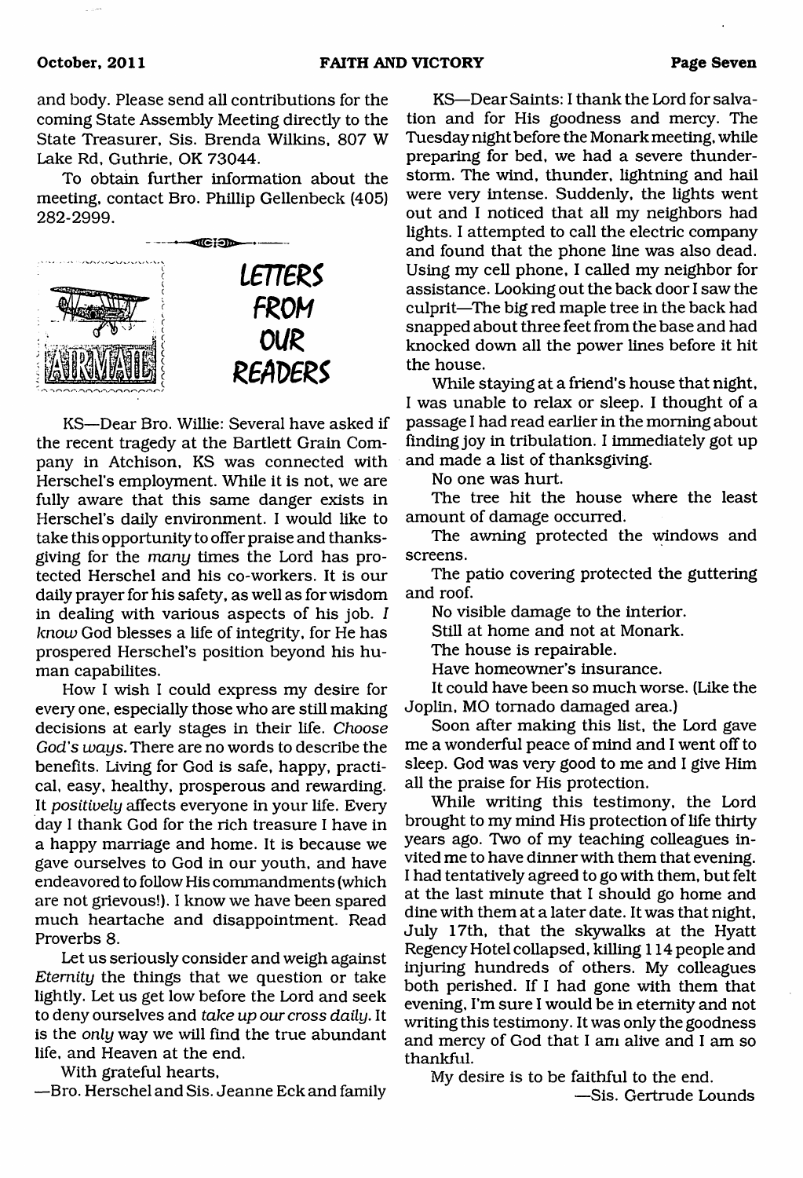and body. Please send all contributions for the coming State Assembly Meeting directly to the State Treasurer, Sis. Brenda Wilkins, 807 W Lake Rd, Guthrie, OK 73044.

To obtain further information about the meeting, contact Bro. Phillip Gellenbeck (405) 282-2999.

## LETTERS FROM OUR READERS

KS—Dear Bro. Willie: Several have asked if the recent tragedy at the Bartlett Grain Company in Atchison, KS was connected with Herschel's employment. While it is not, we are fully aware that this same danger exists in Herschel's daily environment. I would like to take this opportunity to offer praise and thanksgiving for the *many* times the Lord has protected Herschel and his co-workers. It is our daily prayer for his safety, as well as for wisdom in dealing with various aspects of his job. *I know* God blesses a life of integrity, for He has prospered Herschel's position beyond his human capabilites.

How I wish I could express my desire for every one, especially those who are still making decisions at early stages in their life. *Choose God's ways.* There are no words to describe the benefits. Living for God is safe, happy, practical, easy, healthy, prosperous and rewarding. It *positively* affects everyone in your life. Every day I thank God for the rich treasure I have in a happy marriage and home. It is because we gave ourselves to God in our youth, and have endeavored to follow His commandments (which are not grievous!). I know we have been spared much heartache and disappointment. Read Proverbs 8.

Let us seriously consider and weigh against *Eternity* the things that we question or take lightly. Let us get low before the Lord and seek to deny ourselves and *take up our cross daily.* It is the *only* way we will find the true abundant life, and Heaven at the end.

With grateful hearts,

—Bro. Herschel and Sis. Jeanne Eck and family

KS—Dear Saints: I thank the Lord for salvation and for His goodness and mercy. The Tuesday night before the Monark meeting, while preparing for bed, we had a severe thunderstorm. The wind, thunder, lightning and hail were very intense. Suddenly, the lights went out and I noticed that all my neighbors had lights. I attempted to call the electric company and found that the phone line was also dead. Using my cell phone, I called my neighbor for assistance. Looking out the back door I saw the culprit—The big red maple tree in the back had snapped about three feet from the base and had knocked down all the power lines before it hit the house.

While staying at a friend's house that night, I was unable to relax or sleep. I thought of a passage I had read earlier in the morning about finding joy in tribulation. I immediately got up and made a list of thanksgiving.

No one was hurt.

The tree hit the house where the least amount of damage occurred.

The awning protected the windows and screens.

The patio covering protected the guttering and roof.

No visible damage to the interior.

Still at home and not at Monark.

The house is repairable.

Have homeowner's insurance.

It could have been so much worse. (Like the Joplin, MO tornado damaged area.)

Soon after making this list, the Lord gave me a wonderful peace of mind and I went off to sleep. God was very good to me and I give Him all the praise for His protection.

While writing this testimony, the Lord brought to my mind His protection of life thirty years ago. Two of my teaching colleagues invited me to have dinner with them that evening. I had tentatively agreed to go with them, but felt at the last minute that I should go home and dine with them at a later date. It was that night, July 17th, that the skywalks at the Hyatt Regency Hotel collapsed, killing 114 people and injuring hundreds of others. My colleagues both perished. If I had gone with them that evening, I'm sure I would be in eternity and not writing this testimony. It was only the goodness and mercy of God that I am alive and I am so thankful.

My desire is to be faithful to the end.

—Sis. Gertrude Lounds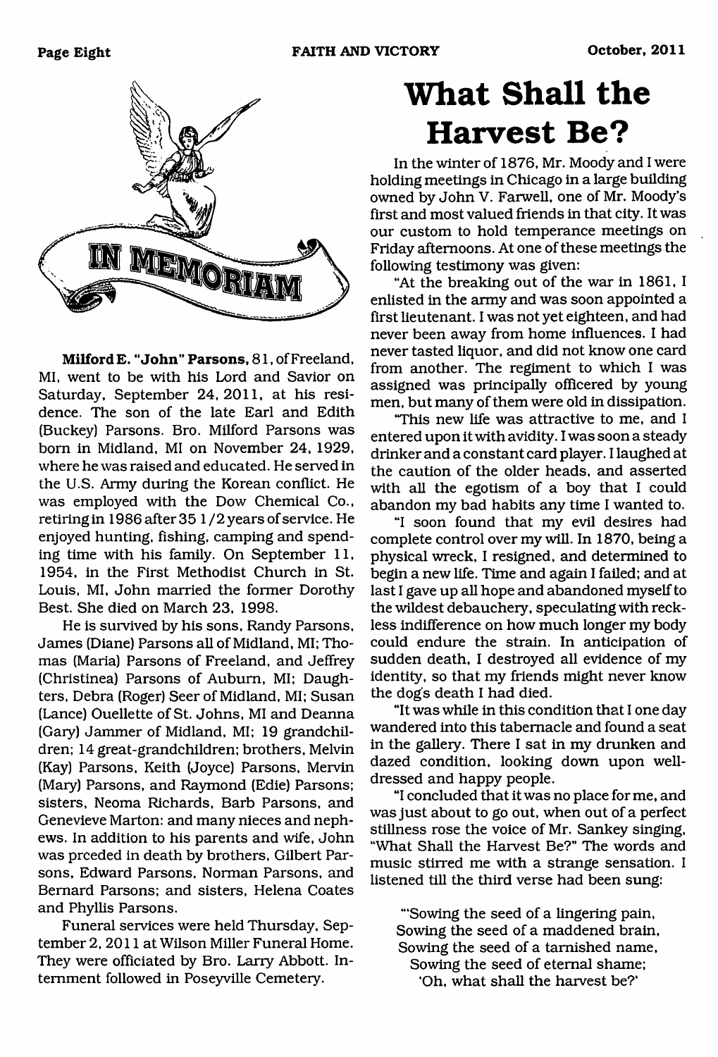## IN MEMORIAM

**Milford E. "John" Parsons,** 81, of Freeland, MI, went to be with his Lord and Savior on Saturday, September 24, 2011, at his residence. The son of the late Earl and Edith (Buckey) Parsons. Bro. Milford Parsons was born in Midland, MI on November 24, 1929, where he was raised and educated. He served in the U.S. Army during the Korean conflict. He was employed with the Dow Chemical Co., retiring in 1986 after 35 1/2 years of service. He enjoyed hunting, fishing, camping and spending time with his family. On September 11, 1954, in the First Methodist Church in St. Louis, MI, John married the former Dorothy Best. She died on March 23, 1998.

He is survived by his sons, Randy Parsons, James (Diane) Parsons all of Midland, MI; Thomas (Maria) Parsons of Freeland, and Jeffrey (Christinea) Parsons of Auburn, MI; Daughters, Debra (Roger) Seer of Midland, MI; Susan (Lance) Ouellette of St. Johns, MI and Deanna (Gary) Jammer of Midland, MI; 19 grandchildren; 14 great-grandchildren; brothers, Melvin (Kay) Parsons, Keith (Joyce) Parsons, Mervin (Mary) Parsons, and Raymond (Edie) Parsons; sisters, Neoma Richards, Barb Parsons, and Genevieve Marton: and many nieces and nephews. In addition to his parents and wife, John was prceded in death by brothers, Gilbert Parsons, Edward Parsons, Norman Parsons, and Bernard Parsons; and sisters, Helena Coates and Phyllis Parsons.

Funeral services were held Thursday, September 2, 2011 at Wilson Miller Funeral Home. They were officiated by Bro. Larry Abbott. Interment followed in Poseyville Cemetery.

# What Shall the Harvest Be?

In the winter of 1876, Mr. Moody and I were holding meetings in Chicago in a large building owned by John V. Farwell, one of Mr. Moody's first and most valued friends in that city. It was our custom to hold temperance meetings on Friday afternoons. At one of these meetings the following testimony was given:

"At the breaking out of the war in 1861, I enlisted in the army and was soon appointed a first lieutenant. I was not yet eighteen, and had never been away from home influences. I had never tasted liquor, and did not know one card from another. The regiment to which I was assigned was principally officered by young men, but many of them were old in dissipation.

"This new life was attractive to me, and I entered upon it with avidity. I was soon a steady drinker and a constant card player. I laughed at the caution of the older heads, and asserted with all the egotism of a boy that I could abandon my bad habits any time I wanted to.

"I soon found that my evil desires had complete control over my will. In 1870, being a physical wreck, I resigned, and determined to begin a new life. Time and again I failed; and at last I gave up all hope and abandoned myself to the wildest debauchery, speculating with reckless indifference on how much longer my body could endure the strain. In anticipation of sudden death, I destroyed all evidence of my identity, so that my friends might never know the dog's death I had died.

"It was while in this condition that I one day wandered into this tabernacle and found a seat in the gallery. There I sat in my drunken and dazed condition, looking down upon well-dressed and happy people.

"I concluded that it was no place for me, and was just about to go out, when out of a perfect stillness rose the voice of Mr. Sankey singing, "What Shall the Harvest Be?" The words and music stirred me with a strange sensation. I listened till the third verse had been sung:

"'Sowing the seed of a lingering pain,
Sowing the seed of a maddened brain,
Sowing the seed of a tarnished name,
Sowing the seed of eternal shame;
'Oh, what shall the harvest be?'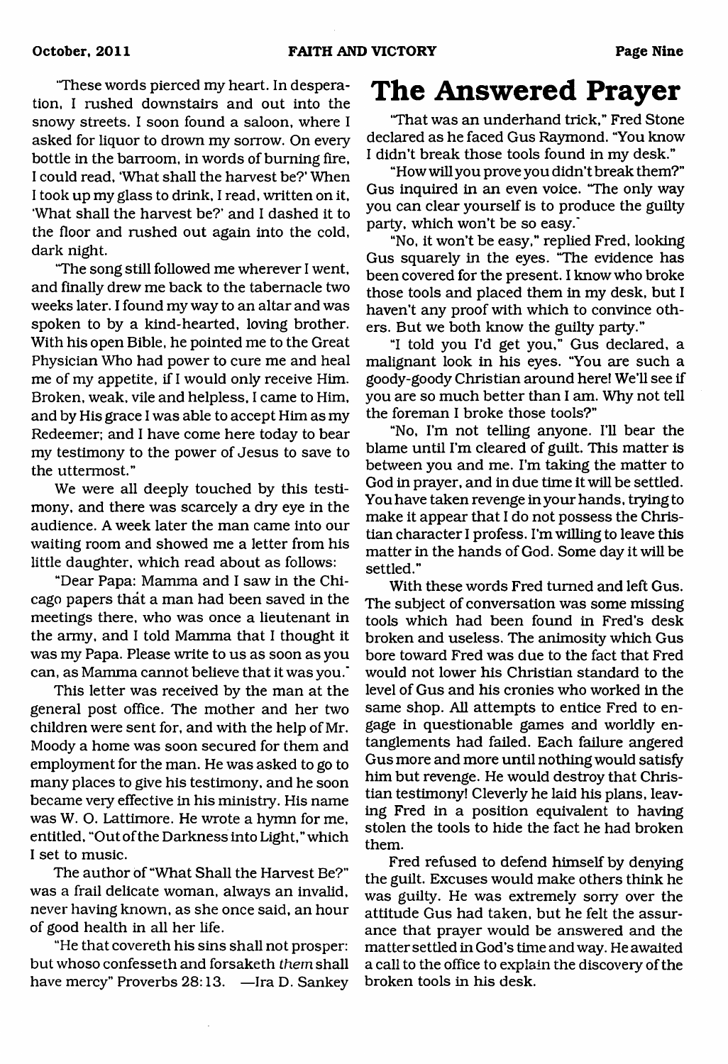"These words pierced my heart. In desperation, I rushed downstairs and out into the snowy streets. I soon found a saloon, where I asked for liquor to drown my sorrow. On every bottle in the barroom, in words of burning fire, I could read, 'What shall the harvest be?' When I took up my glass to drink, I read, written on it, 'What shall the harvest be?' and I dashed it to the floor and rushed out again into the cold, dark night.

"The song still followed me wherever I went, and finally drew me back to the tabernacle two weeks later. I found my way to an altar and was spoken to by a kind-hearted, loving brother. With his open Bible, he pointed me to the Great Physician Who had power to cure me and heal me of my appetite, if I would only receive Him. Broken, weak, vile and helpless, I came to Him, and by His grace I was able to accept Him as my Redeemer; and I have come here today to bear my testimony to the power of Jesus to save to the uttermost."

We were all deeply touched by this testimony, and there was scarcely a dry eye in the audience. A week later the man came into our waiting room and showed me a letter from his little daughter, which read about as follows:

"Dear Papa: Mamma and I saw in the Chicago papers that a man had been saved in the meetings there, who was once a lieutenant in the army, and I told Mamma that I thought it was my Papa. Please write to us as soon as you can, as Mamma cannot believe that it was you."

This letter was received by the man at the general post office. The mother and her two children were sent for, and with the help of Mr. Moody a home was soon secured for them and employment for the man. He was asked to go to many places to give his testimony, and he soon became very effective in his ministry. His name was W. O. Lattimore. He wrote a hymn for me, entitled, "Out of the Darkness into Light," which I set to music.

The author of "What Shall the Harvest Be?" was a frail delicate woman, always an invalid, never having known, as she once said, an hour of good health in all her life.

"He that covereth his sins shall not prosper: but whoso confesseth and forsaketh *them* shall have mercy" Proverbs 28:13. —Ira D. Sankey

# The Answered Prayer

"That was an underhand trick," Fred Stone declared as he faced Gus Raymond. "You know I didn't break those tools found in my desk."

"How will you prove you didn't break them?" Gus inquired in an even voice. "The only way you can clear yourself is to produce the guilty party, which won't be so easy."

"No, it won't be easy," replied Fred, looking Gus squarely in the eyes. "The evidence has been covered for the present. I know who broke those tools and placed them in my desk, but I haven't any proof with which to convince others. But we both know the guilty party."

"I told you I'd get you," Gus declared, a malignant look in his eyes. "You are such a goody-goody Christian around here! We'll see if you are so much better than I am. Why not tell the foreman I broke those tools?"

"No, I'm not telling anyone. I'll bear the blame until I'm cleared of guilt. This matter is between you and me. I'm taking the matter to God in prayer, and in due time it will be settled. You have taken revenge in your hands, trying to make it appear that I do not possess the Christian character I profess. I'm willing to leave this matter in the hands of God. Some day it will be settled."

With these words Fred turned and left Gus. The subject of conversation was some missing tools which had been found in Fred's desk broken and useless. The animosity which Gus bore toward Fred was due to the fact that Fred would not lower his Christian standard to the level of Gus and his cronies who worked in the same shop. All attempts to entice Fred to engage in questionable games and worldly entanglements had failed. Each failure angered Gus more and more until nothing would satisfy him but revenge. He would destroy that Christian testimony! Cleverly he laid his plans, leaving Fred in a position equivalent to having stolen the tools to hide the fact he had broken them.

Fred refused to defend himself by denying the guilt. Excuses would make others think he was guilty. He was extremely sorry over the attitude Gus had taken, but he felt the assurance that prayer would be answered and the matter settled in God's time and way. He awaited a call to the office to explain the discovery of the broken tools in his desk.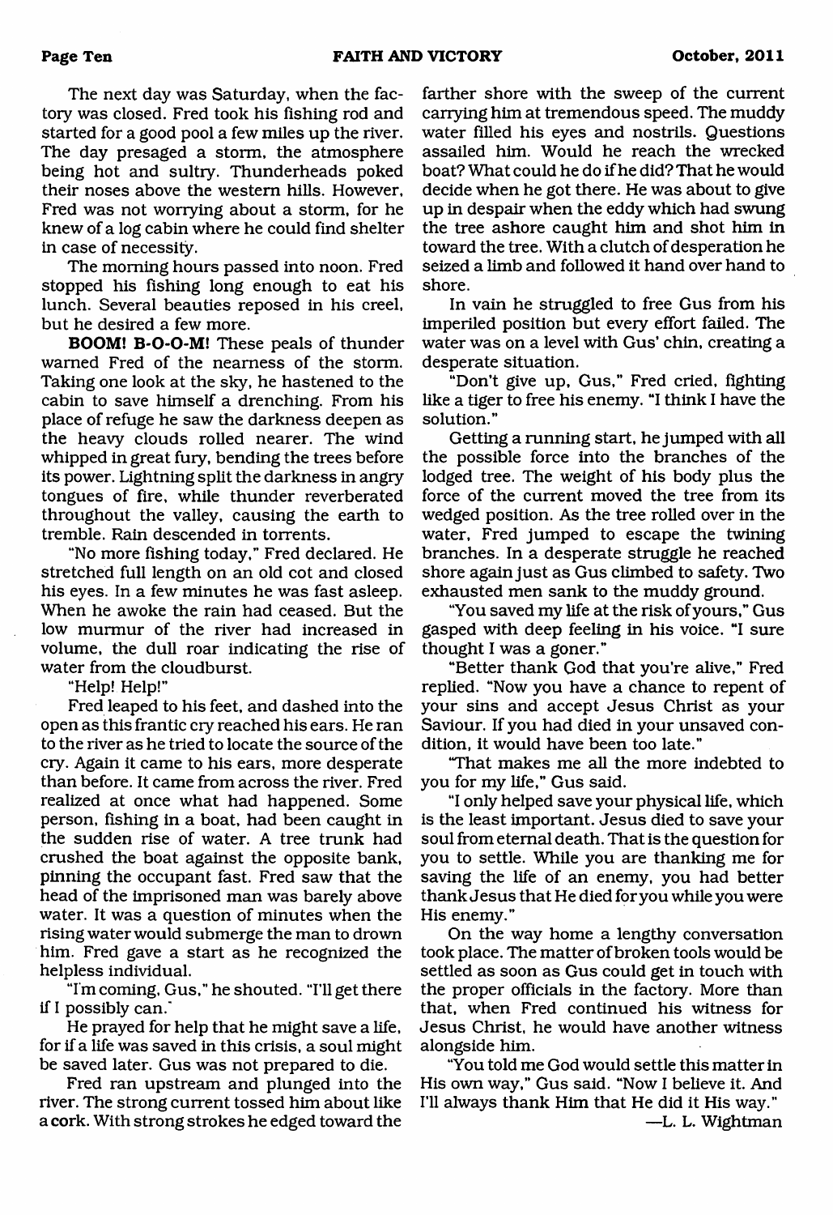The next day was Saturday, when the factory was closed. Fred took his fishing rod and started for a good pool a few miles up the river. The day presaged a storm, the atmosphere being hot and sultry. Thunderheads poked their noses above the western hills. However, Fred was not worrying about a storm, for he knew of a log cabin where he could find shelter in case of necessity.

The morning hours passed into noon. Fred stopped his fishing long enough to eat his lunch. Several beauties reposed in his creel, but he desired a few more.

**BOOM! B-O-O-M!** These peals of thunder warned Fred of the nearness of the storm. Taking one look at the sky, he hastened to the cabin to save himself a drenching. From his place of refuge he saw the darkness deepen as the heavy clouds rolled nearer. The wind whipped in great fury, bending the trees before its power. Lightning split the darkness in angry tongues of fire, while thunder reverberated throughout the valley, causing the earth to tremble. Rain descended in torrents.

"No more fishing today," Fred declared. He stretched full length on an old cot and closed his eyes. In a few minutes he was fast asleep. When he awoke the rain had ceased. But the low murmur of the river had increased in volume, the dull roar indicating the rise of water from the cloudburst.

"Help! Help!"

Fred leaped to his feet, and dashed into the open as this frantic cry reached his ears. He ran to the river as he tried to locate the source of the cry. Again it came to his ears, more desperate than before. It came from across the river. Fred realized at once what had happened. Some person, fishing in a boat, had been caught in the sudden rise of water. A tree trunk had crushed the boat against the opposite bank, pinning the occupant fast. Fred saw that the head of the imprisoned man was barely above water. It was a question of minutes when the rising water would submerge the man to drown him. Fred gave a start as he recognized the helpless individual.

"I'm coming, Gus," he shouted. "I'll get there if I possibly can."

He prayed for help that he might save a life, for if a life was saved in this crisis, a soul might be saved later. Gus was not prepared to die.

Fred ran upstream and plunged into the river. The strong current tossed him about like a cork. With strong strokes he edged toward the farther shore with the sweep of the current carrying him at tremendous speed. The muddy water filled his eyes and nostrils. Questions assailed him. Would he reach the wrecked boat? What could he do if he did? That he would decide when he got there. He was about to give up in despair when the eddy which had swung the tree ashore caught him and shot him in toward the tree. With a clutch of desperation he seized a limb and followed it hand over hand to shore.

In vain he struggled to free Gus from his imperiled position but every effort failed. The water was on a level with Gus' chin, creating a desperate situation.

"Don't give up, Gus," Fred cried, fighting like a tiger to free his enemy. "I think I have the solution."

Getting a running start, he jumped with all the possible force into the branches of the lodged tree. The weight of his body plus the force of the current moved the tree from its wedged position. As the tree rolled over in the water, Fred jumped to escape the twining branches. In a desperate struggle he reached shore again just as Gus climbed to safety. Two exhausted men sank to the muddy ground.

"You saved my life at the risk of yours," Gus gasped with deep feeling in his voice. "I sure thought I was a goner."

"Better thank God that you're alive," Fred replied. "Now you have a chance to repent of your sins and accept Jesus Christ as your Saviour. If you had died in your unsaved condition, it would have been too late."

"That makes me all the more indebted to you for my life," Gus said.

"I only helped save your physical life, which is the least important. Jesus died to save your soul from eternal death. That is the question for you to settle. While you are thanking me for saving the life of an enemy, you had better thank Jesus that He died for you while you were His enemy."

On the way home a lengthy conversation took place. The matter of broken tools would be settled as soon as Gus could get in touch with the proper officials in the factory. More than that, when Fred continued his witness for Jesus Christ, he would have another witness alongside him.

"You told me God would settle this matter in His own way," Gus said. "Now I believe it. And I'll always thank Him that He did it His way."

—L. L. Wightman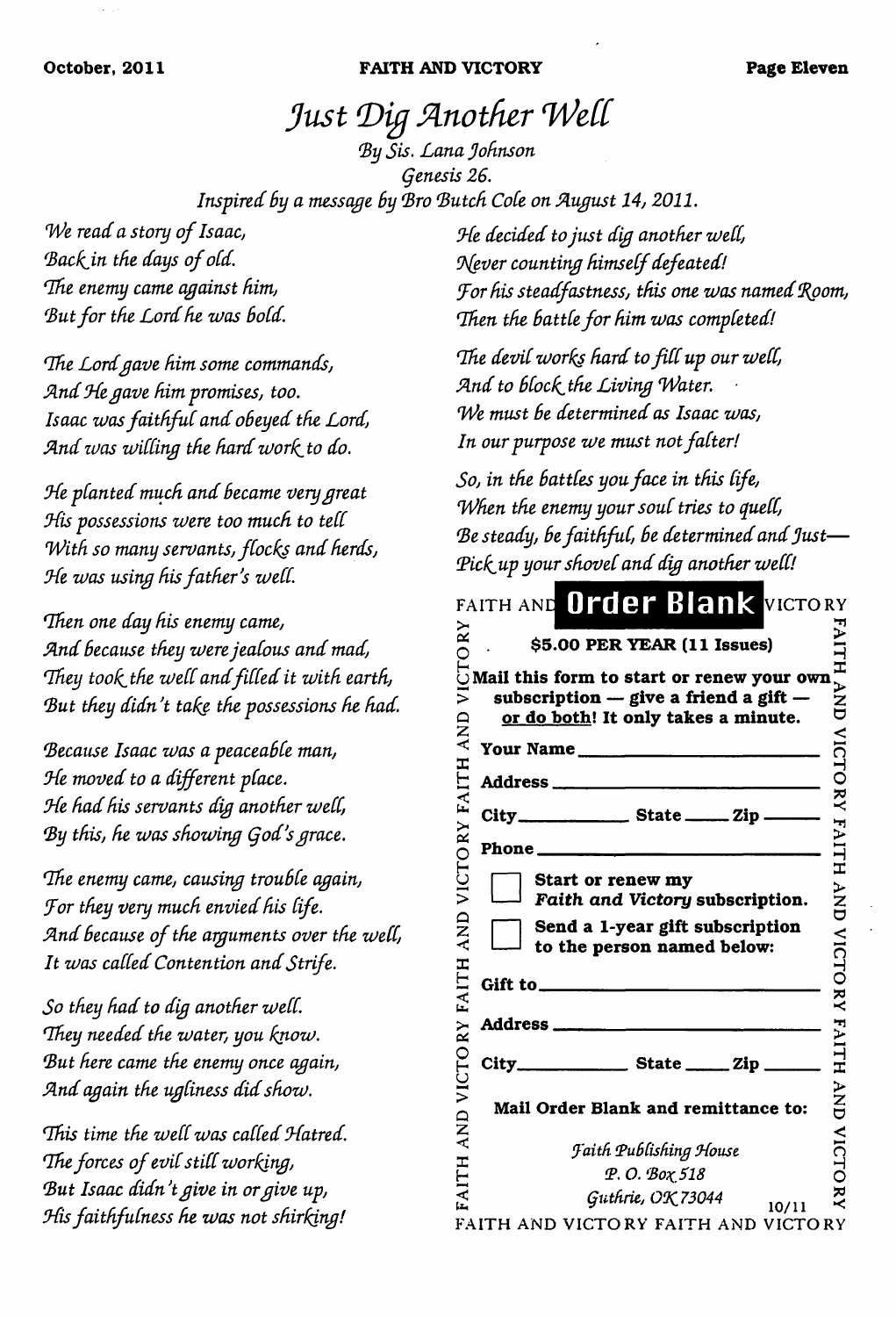# Just Dig Another Well

*By Sis. Lana Johnson*
*Genesis 26.*
*Inspired by a message by Bro Butch Cole on August 14, 2011.*

*We read a story of Isaac,*
*Back in the days of old.*
*The enemy came against him,*
*But for the Lord he was bold.*

*The Lord gave him some commands,*
*And He gave him promises, too.*
*Isaac was faithful and obeyed the Lord,*
*And was willing the hard work to do.*

*He planted much and became very great*
*His possessions were too much to tell*
*With so many servants, flocks and herds,*
*He was using his father's well.*

*Then one day his enemy came,*
*And because they were jealous and mad,*
*They took the well and filled it with earth,*
*But they didn't take the possessions he had.*

*Because Isaac was a peaceable man,*
*He moved to a different place.*
*He had his servants dig another well,*
*By this, he was showing God's grace.*

*The enemy came, causing trouble again,*
*For they very much envied his life.*
*And because of the arguments over the well,*
*It was called Contention and Strife.*

*So they had to dig another well.*
*They needed the water, you know.*
*But here came the enemy once again,*
*And again the ugliness did show.*

*This time the well was called Hatred.*
*The forces of evil still working,*
*But Isaac didn't give in or give up,*
*His faithfulness he was not shirking!*

*He decided to just dig another well,*
*Never counting himself defeated!*
*For his steadfastness, this one was named Room,*
*Then the battle for him was completed!*

*The devil works hard to fill up our well,*
*And to block the Living Water.*
*We must be determined as Isaac was,*
*In our purpose we must not falter!*

*So, in the battles you face in this life,*
*When the enemy your soul tries to quell,*
*Be steady, be faithful, be determined and Just—*
*Pick up your shovel and dig another well!*

---

## Order Blank

**$5.00 PER YEAR (11 Issues)**

**Mail this form to start or renew your own subscription — give a friend a gift — or do both! It only takes a minute.**

**Your Name** ______________________

**Address** ______________________

**City** ____________ **State** _____ **Zip** ______

**Phone** ______________________

☐ **Start or renew my *Faith and Victory* subscription.**

☐ **Send a 1-year gift subscription to the person named below:**

**Gift to** ______________________

**Address** ______________________

**City** ____________ **State** _____ **Zip** ______

**Mail Order Blank and remittance to:**

*Faith Publishing House*
*P. O. Box 518*
*Guthrie, OK 73044*

10/11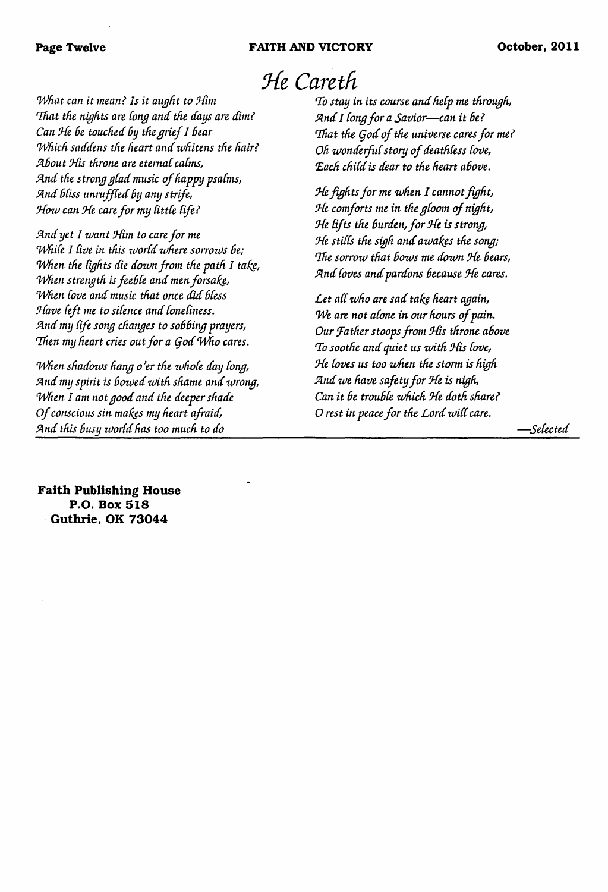# He Careth

*What can it mean? Is it aught to Him*
*That the nights are long and the days are dim?*
*Can He be touched by the grief I bear*
*Which saddens the heart and whitens the hair?*
*About His throne are eternal calms,*
*And the strong glad music of happy psalms,*
*And bliss unruffled by any strife,*
*How can He care for my little life?*

*And yet I want Him to care for me*
*While I live in this world where sorrows be;*
*When the lights die down from the path I take,*
*When strength is feeble and men forsake,*
*When love and music that once did bless*
*Have left me to silence and loneliness.*
*And my life song changes to sobbing prayers,*
*Then my heart cries out for a God Who cares.*

*When shadows hang o'er the whole day long,*
*And my spirit is bowed with shame and wrong,*
*When I am not good and the deeper shade*
*Of conscious sin makes my heart afraid,*
*And this busy world has too much to do*
*To stay in its course and help me through,*
*And I long for a Savior—can it be?*
*That the God of the universe cares for me?*
*Oh wonderful story of deathless love,*
*Each child is dear to the heart above.*

*He fights for me when I cannot fight,*
*He comforts me in the gloom of night,*
*He lifts the burden, for He is strong,*
*He stills the sigh and awakes the song;*
*The sorrow that bows me down He bears,*
*And loves and pardons because He cares.*

*Let all who are sad take heart again,*
*We are not alone in our hours of pain.*
*Our Father stoops from His throne above*
*To soothe and quiet us with His love,*
*He loves us too when the storm is high*
*And we have safety for He is nigh,*
*Can it be trouble which He doth share?*
*O rest in peace for the Lord will care.*

*—Selected*

**Faith Publishing House**
**P.O. Box 518**
**Guthrie, OK 73044**